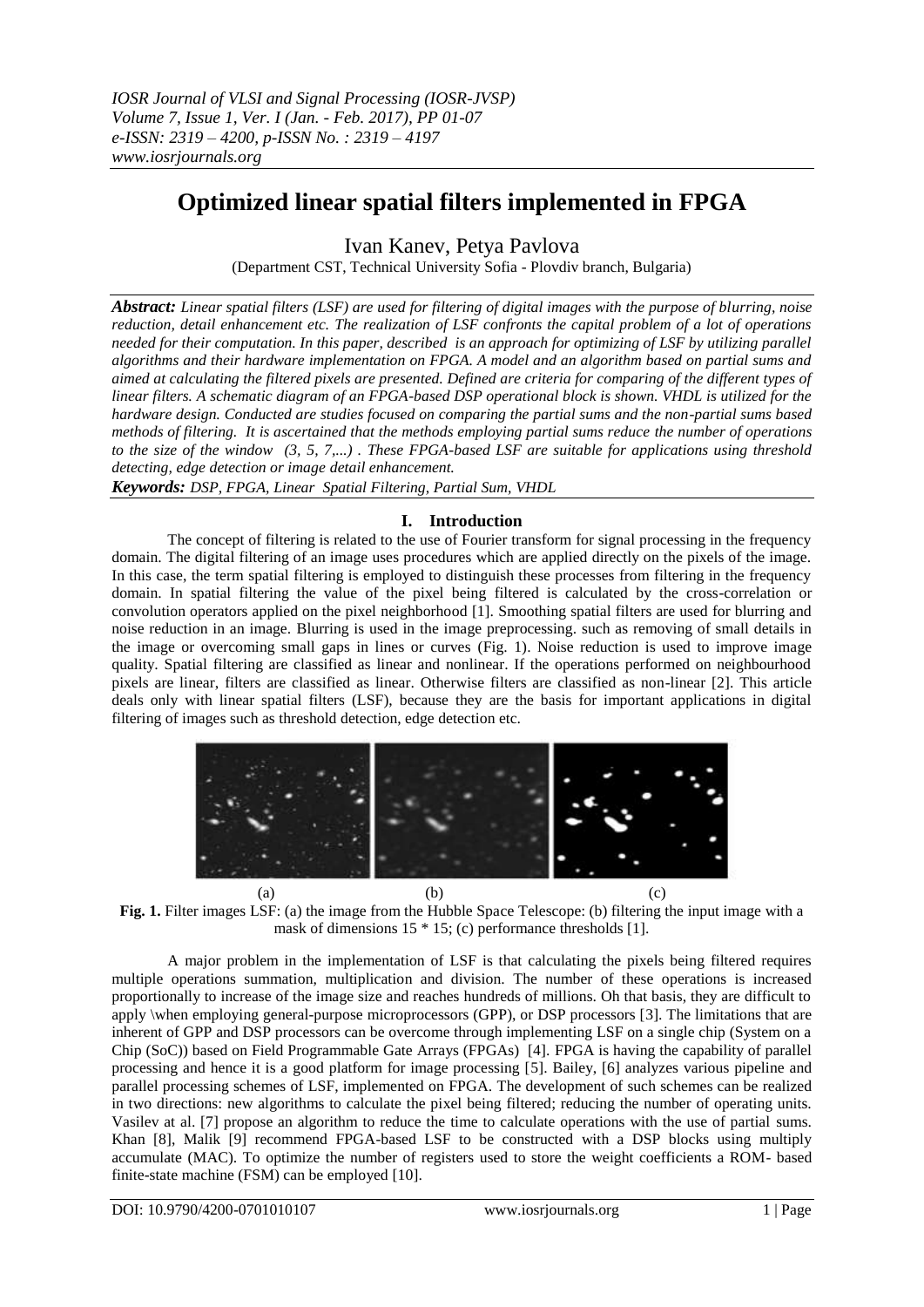# Optimized linear spatial filters implemented in FPGA

Ivan Kanev, Petya Pavlova

(Department CST, Technical University Sofia - Plovdiv branch, Bulgaria)

***Abstract:*** *Linear spatial filters (LSF) are used for filtering of digital images with the purpose of blurring, noise reduction, detail enhancement etc. The realization of LSF confronts the capital problem of a lot of operations needed for their computation. In this paper, described is an approach for optimizing of LSF by utilizing parallel algorithms and their hardware implementation on FPGA. A model and an algorithm based on partial sums and aimed at calculating the filtered pixels are presented. Defined are criteria for comparing of the different types of linear filters. A schematic diagram of an FPGA-based DSP operational block is shown. VHDL is utilized for the hardware design. Conducted are studies focused on comparing the partial sums and the non-partial sums based methods of filtering. It is ascertained that the methods employing partial sums reduce the number of operations to the size of the window (3, 5, 7,...) . These FPGA-based LSF are suitable for applications using threshold detecting, edge detection or image detail enhancement.*

***Keywords:*** *DSP, FPGA, Linear Spatial Filtering, Partial Sum, VHDL*

## I. Introduction

The concept of filtering is related to the use of Fourier transform for signal processing in the frequency domain. The digital filtering of an image uses procedures which are applied directly on the pixels of the image. In this case, the term spatial filtering is employed to distinguish these processes from filtering in the frequency domain. In spatial filtering the value of the pixel being filtered is calculated by the cross-correlation or convolution operators applied on the pixel neighborhood [1]. Smoothing spatial filters are used for blurring and noise reduction in an image. Blurring is used in the image preprocessing. such as removing of small details in the image or overcoming small gaps in lines or curves (Fig. 1). Noise reduction is used to improve image quality. Spatial filtering are classified as linear and nonlinear. If the operations performed on neighbourhood pixels are linear, filters are classified as linear. Otherwise filters are classified as non-linear [2]. This article deals only with linear spatial filters (LSF), because they are the basis for important applications in digital filtering of images such as threshold detection, edge detection etc.

(a) (b) (c)

**Fig. 1.** Filter images LSF: (a) the image from the Hubble Space Telescope: (b) filtering the input image with a mask of dimensions 15 * 15; (c) performance thresholds [1].

A major problem in the implementation of LSF is that calculating the pixels being filtered requires multiple operations summation, multiplication and division. The number of these operations is increased proportionally to increase of the image size and reaches hundreds of millions. Oh that basis, they are difficult to apply \when employing general-purpose microprocessors (GPP), or DSP processors [3]. The limitations that are inherent of GPP and DSP processors can be overcome through implementing LSF on a single chip (System on a Chip (SoC)) based on Field Programmable Gate Arrays (FPGAs) [4]. FPGA is having the capability of parallel processing and hence it is a good platform for image processing [5]. Bailey, [6] analyzes various pipeline and parallel processing schemes of LSF, implemented on FPGA. The development of such schemes can be realized in two directions: new algorithms to calculate the pixel being filtered; reducing the number of operating units. Vasilev at al. [7] propose an algorithm to reduce the time to calculate operations with the use of partial sums. Khan [8], Malik [9] recommend FPGA-based LSF to be constructed with a DSP blocks using multiply accumulate (MAC). To optimize the number of registers used to store the weight coefficients a ROM- based finite-state machine (FSM) can be employed [10].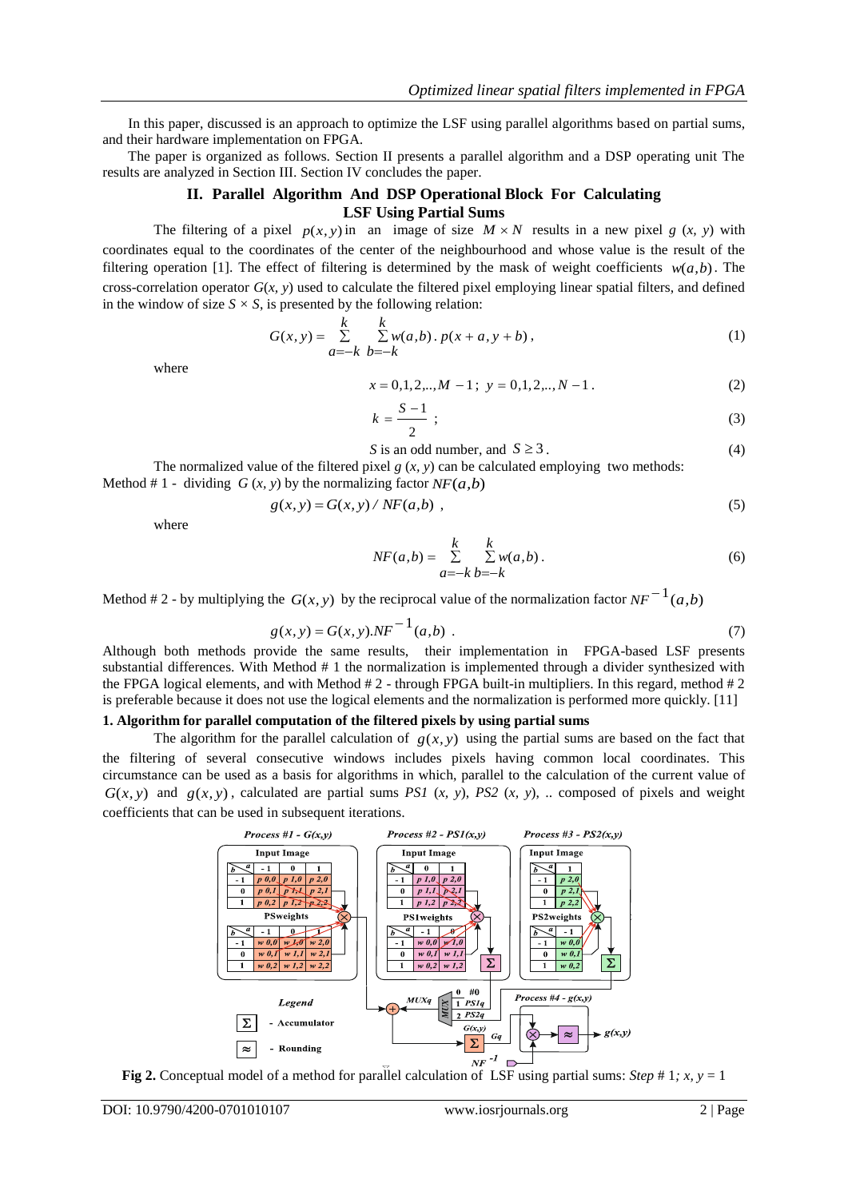In this paper, discussed is an approach to optimize the LSF using parallel algorithms based on partial sums, and their hardware implementation on FPGA.

The paper is organized as follows. Section II presents a parallel algorithm and a DSP operating unit The results are analyzed in Section III. Section IV concludes the paper.

## II. Parallel Algorithm And DSP Operational Block For Calculating LSF Using Partial Sums

The filtering of a pixel $p(x, y)$ in an image of size $M \times N$ results in a new pixel $g$ $(x, y)$ with coordinates equal to the coordinates of the center of the neighbourhood and whose value is the result of the filtering operation [1]. The effect of filtering is determined by the mask of weight coefficients $w(a,b)$. The cross-correlation operator $G(x, y)$ used to calculate the filtered pixel employing linear spatial filters, and defined in the window of size $S \times S$, is presented by the following relation:

$$G(x, y) = \sum_{a=-k}^{k} \sum_{b=-k}^{k} w(a,b) \,.\, p(x + a, y + b) \,, \tag{1}$$

where

$$x = 0,1,2,.., M - 1; \; y = 0,1,2,.., N - 1 \,. \tag{2}$$

$$k = \frac{S - 1}{2} \;; \tag{3}$$

$$S \text{ is an odd number, and } S \geq 3 \,. \tag{4}$$

The normalized value of the filtered pixel $g$ $(x, y)$ can be calculated employing two methods:

Method # 1 - dividing $G$ $(x, y)$ by the normalizing factor $NF(a,b)$

$$g(x, y) = G(x, y) \,/\, NF(a,b) \;, \tag{5}$$

where

$$NF(a,b) = \sum_{a=-k}^{k} \sum_{b=-k}^{k} w(a,b) \,. \tag{6}$$

Method # 2 - by multiplying the $G(x, y)$ by the reciprocal value of the normalization factor $NF^{-1}(a,b)$

$$g(x, y) = G(x, y).NF^{-1}(a,b) \;. \tag{7}$$

Although both methods provide the same results, their implementation in FPGA-based LSF presents substantial differences. With Method # 1 the normalization is implemented through a divider synthesized with the FPGA logical elements, and with Method # 2 - through FPGA built-in multipliers. In this regard, method # 2 is preferable because it does not use the logical elements and the normalization is performed more quickly. [11]

**1. Algorithm for parallel computation of the filtered pixels by using partial sums**

The algorithm for the parallel calculation of $g(x, y)$ using the partial sums are based on the fact that the filtering of several consecutive windows includes pixels having common local coordinates. This circumstance can be used as a basis for algorithms in which, parallel to the calculation of the current value of $G(x, y)$ and $g(x, y)$, calculated are partial sums *PS1* $(x, y)$, *PS2* $(x, y)$, .. composed of pixels and weight coefficients that can be used in subsequent iterations.

**Fig 2.** Conceptual model of a method for parallel calculation of LSF using partial sums: *Step* # 1*; x, y* = 1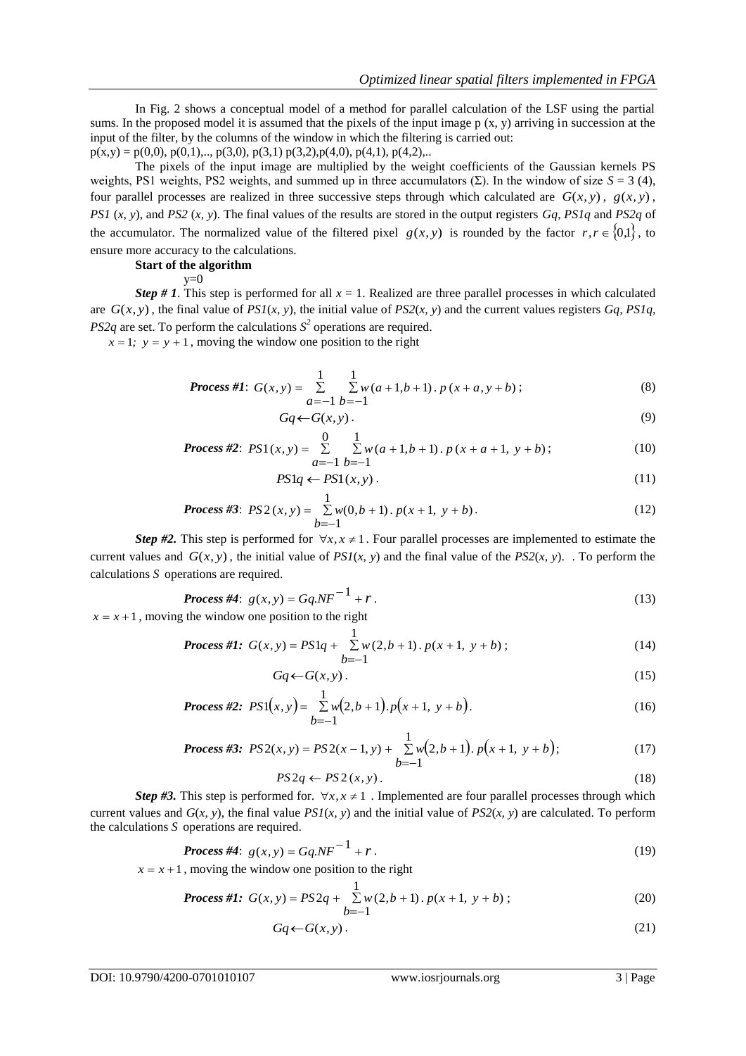In Fig. 2 shows a conceptual model of a method for parallel calculation of the LSF using the partial sums. In the proposed model it is assumed that the pixels of the input image p (x, y) arriving in succession at the input of the filter, by the columns of the window in which the filtering is carried out:

p(x,y) = p(0,0), p(0,1),.., p(3,0), p(3,1) p(3,2),p(4,0), p(4,1), p(4,2),..

The pixels of the input image are multiplied by the weight coefficients of the Gaussian kernels PS weights, PS1 weights, PS2 weights, and summed up in three accumulators (Σ). In the window of size $S = 3$ (4), four parallel processes are realized in three successive steps through which calculated are $G(x, y)$, $g(x, y)$, *PS1* (*x, y*), and *PS2* (*x, y*). The final values of the results are stored in the output registers *Gq*, *PS1q* and *PS2q* of the accumulator. The normalized value of the filtered pixel $g(x, y)$ is rounded by the factor $r, r \in \{0,1\}$, to ensure more accuracy to the calculations.

**Start of the algorithm**

y=0

***Step # 1***. This step is performed for all $x = 1$. Realized are three parallel processes in which calculated are $G(x, y)$, the final value of *PS1*(*x, y*), the initial value of *PS2*(*x, y*) and the current values registers *Gq*, *PS1q*, *PS2q* are set. To perform the calculations $S^2$ operations are required.

$x = 1;\ y = y + 1$, moving the window one position to the right

$$\textbf{Process \#1}:\ G(x, y) = \sum_{a=-1}^{1} \sum_{b=-1}^{1} w(a+1, b+1) \,.\, p(x+a, y+b)\,; \tag{8}$$

$$Gq \leftarrow G(x, y)\,. \tag{9}$$

$$\textbf{Process \#2}:\ PS1(x, y) = \sum_{a=-1}^{0} \sum_{b=-1}^{1} w(a+1, b+1) \,.\, p(x+a+1,\ y+b)\,; \tag{10}$$

$$PS1q \leftarrow PS1(x, y)\,. \tag{11}$$

$$\textbf{Process \#3}:\ PS2(x, y) = \sum_{b=-1}^{1} w(0, b+1) \,.\, p(x+1,\ y+b)\,. \tag{12}$$

***Step #2.*** This step is performed for $\forall x, x \neq 1$. Four parallel processes are implemented to estimate the current values and $G(x, y)$, the initial value of *PS1*(*x, y*) and the final value of the *PS2*(*x, y*). . To perform the calculations $S$ operations are required.

$$\textbf{Process \#4}:\ g(x, y) = Gq.NF^{-1} + r\,. \tag{13}$$

$x = x + 1$, moving the window one position to the right

$$\textbf{Process \#1:}\ G(x, y) = PS1q + \sum_{b=-1}^{1} w(2, b+1) \,.\, p(x+1,\ y+b)\,; \tag{14}$$

$$Gq \leftarrow G(x, y)\,. \tag{15}$$

$$\textbf{Process \#2:}\ PS1(x, y) = \sum_{b=-1}^{1} w(2, b+1).p(x+1,\ y+b)\,. \tag{16}$$

$$\textbf{Process \#3:}\ PS2(x, y) = PS2(x-1, y) + \sum_{b=-1}^{1} w(2, b+1).\, p(x+1,\ y+b)\,; \tag{17}$$

$$PS2q \leftarrow PS2(x, y)\,. \tag{18}$$

***Step #3.*** This step is performed for. $\forall x, x \neq 1$ . Implemented are four parallel processes through which current values and *G*(*x, y*), the final value *PS1*(*x, y*) and the initial value of *PS2*(*x, y*) are calculated. To perform the calculations $S$ operations are required.

$$\textbf{Process \#4}:\ g(x, y) = Gq.NF^{-1} + r\,. \tag{19}$$

$x = x + 1$, moving the window one position to the right

$$\textbf{Process \#1:}\ G(x, y) = PS2q + \sum_{b=-1}^{1} w(2, b+1) \,.\, p(x+1,\ y+b)\,; \tag{20}$$

$$Gq \leftarrow G(x, y)\,. \tag{21}$$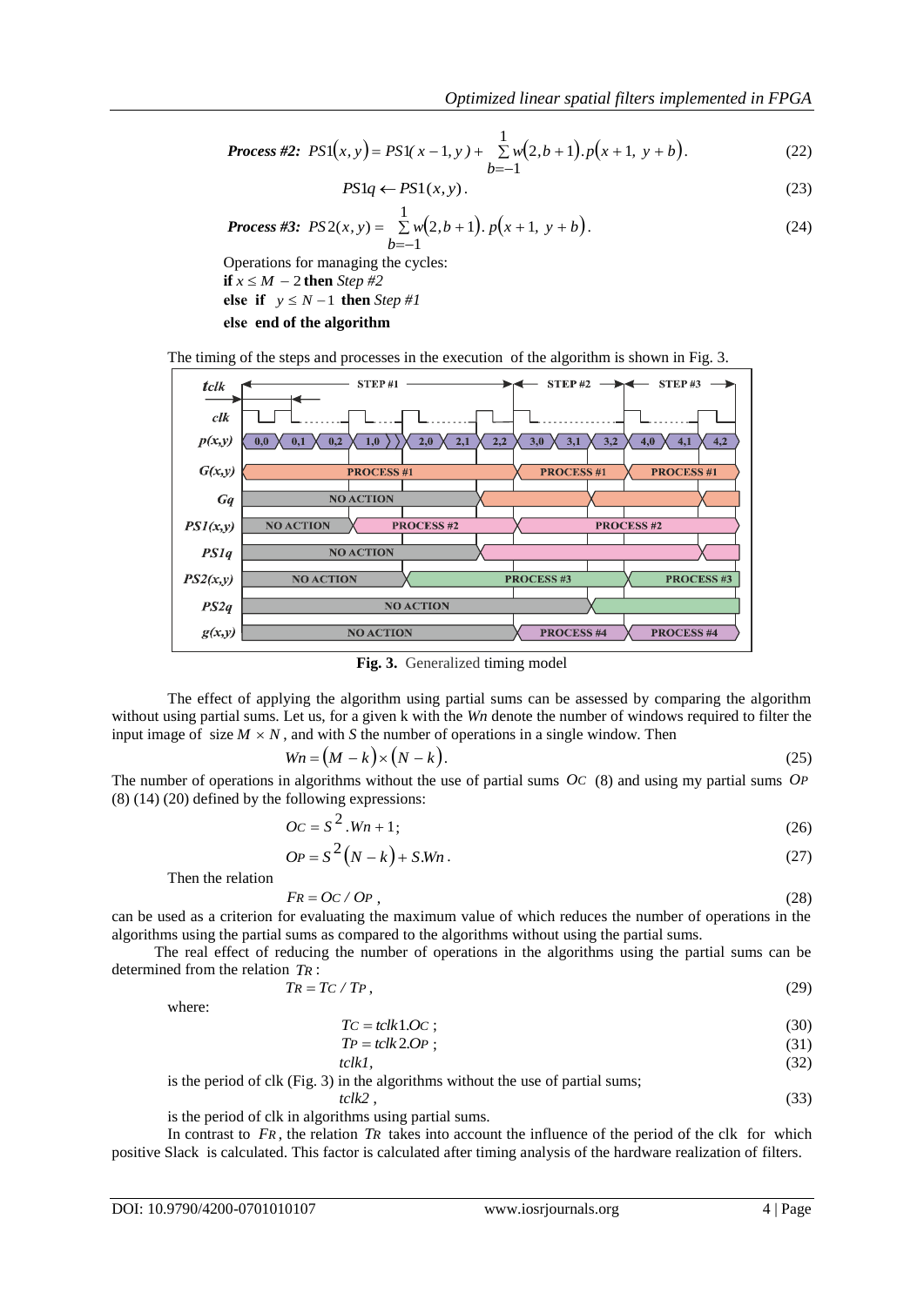***Process #2:*** $PS1(x,y) = PS1(x-1,y) + \sum_{b=-1}^{1} w(2,b+1).p(x+1,\ y+b)$. (22)

$$PS1q \leftarrow PS1(x,y). \quad (23)$$

***Process #3:*** $PS2(x,y) = \sum_{b=-1}^{1} w(2,b+1).\ p(x+1,\ y+b)$. (24)

Operations for managing the cycles:
**if** $x \le M - 2$ **then** *Step #2*
**else if** $y \le N - 1$ **then** *Step #1*
**else end of the algorithm**

The timing of the steps and processes in the execution of the algorithm is shown in Fig. 3.

tclk
STEP #1
STEP #2
STEP #3
clk
p(x,y)
0,0
0,1
0,2
1,0
2,0
2,1
2,2
3,0
3,1
3,2
4,0
4,1
4,2
G(x,y)
PROCESS #1
PROCESS #1
PROCESS #1
Gq
NO ACTION
PS1(x,y)
NO ACTION
PROCESS #2
PROCESS #2
PS1q
NO ACTION
PS2(x,y)
NO ACTION
PROCESS #3
PROCESS #3
PS2q
NO ACTION
g(x,y)
NO ACTION
PROCESS #4
PROCESS #4

**Fig. 3.** Generalized timing model

The effect of applying the algorithm using partial sums can be assessed by comparing the algorithm without using partial sums. Let us, for a given k with the $Wn$ denote the number of windows required to filter the input image of size $M \times N$, and with $S$ the number of operations in a single window. Then

$$Wn = (M-k) \times (N-k). \quad (25)$$

The number of operations in algorithms without the use of partial sums $O_C$ (8) and using my partial sums $O_P$ (8) (14) (20) defined by the following expressions:

$$O_C = S^2.Wn + 1; \quad (26)$$

$$O_P = S^2(N-k) + S.Wn. \quad (27)$$

Then the relation

$$F_R = O_C / O_P, \quad (28)$$

can be used as a criterion for evaluating the maximum value of which reduces the number of operations in the algorithms using the partial sums as compared to the algorithms without using the partial sums.

The real effect of reducing the number of operations in the algorithms using the partial sums can be determined from the relation $T_R$:

$$T_R = T_C / T_P, \quad (29)$$

where:

$$T_C = tclk1.O_C; \quad (30)$$

$$T_P = tclk2.O_P; \quad (31)$$

$$tclk1, \quad (32)$$

is the period of clk (Fig. 3) in the algorithms without the use of partial sums;

$$tclk2, \quad (33)$$

is the period of clk in algorithms using partial sums.

In contrast to $F_R$, the relation $T_R$ takes into account the influence of the period of the clk for which positive Slack is calculated. This factor is calculated after timing analysis of the hardware realization of filters.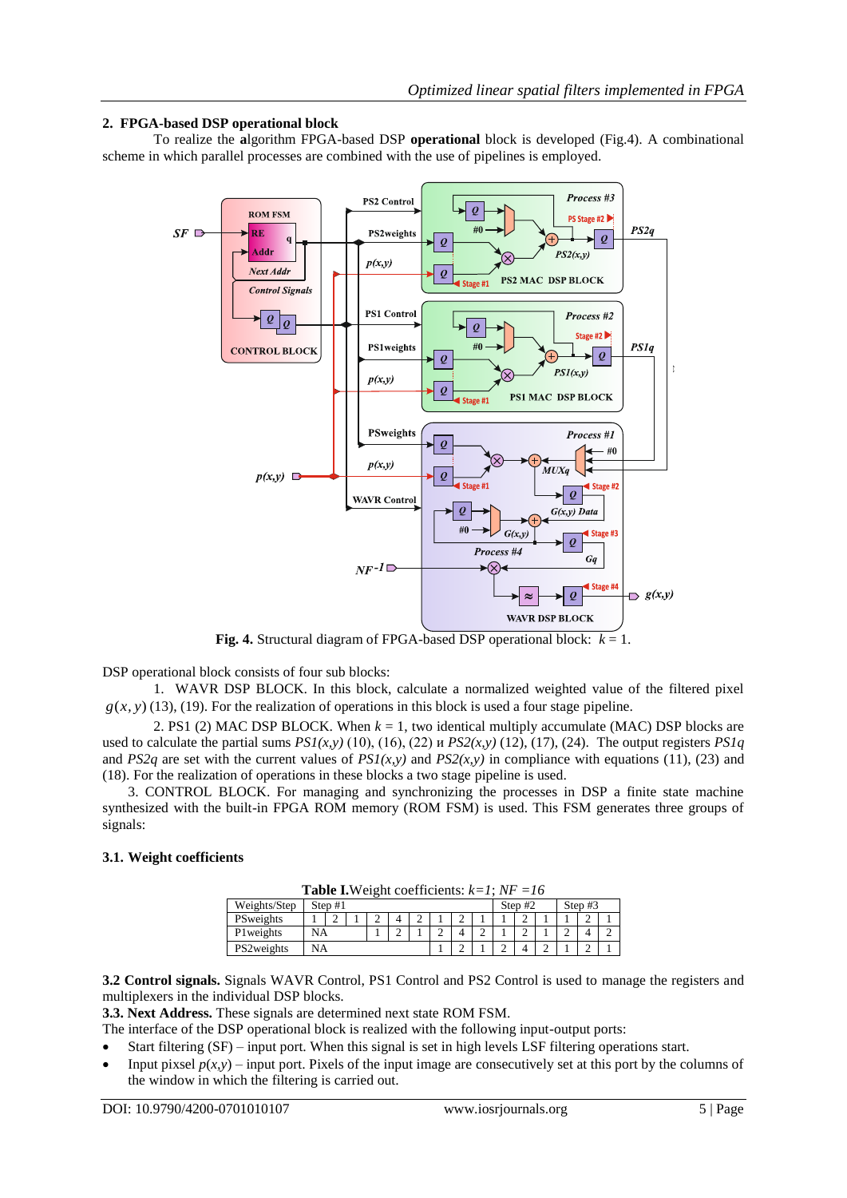## 2. FPGA-based DSP operational block

To realize the **a**lgorithm FPGA-based DSP **operational** block is developed (Fig.4). A combinational scheme in which parallel processes are combined with the use of pipelines is employed.

**Fig. 4.** Structural diagram of FPGA-based DSP operational block: $k = 1$.

DSP operational block consists of four sub blocks:

1. WAVR DSP BLOCK. In this block, calculate a normalized weighted value of the filtered pixel $g(x, y)$ (13), (19). For the realization of operations in this block is used a four stage pipeline.

2. PS1 (2) MAC DSP BLOCK. When $k = 1$, two identical multiply accumulate (MAC) DSP blocks are used to calculate the partial sums $PS1(x,y)$ (10), (16), (22) и $PS2(x,y)$ (12), (17), (24). The output registers $PS1q$ and $PS2q$ are set with the current values of $PS1(x,y)$ and $PS2(x,y)$ in compliance with equations (11), (23) and (18). For the realization of operations in these blocks a two stage pipeline is used.

3. CONTROL BLOCK. For managing and synchronizing the processes in DSP a finite state machine synthesized with the built-in FPGA ROM memory (ROM FSM) is used. This FSM generates three groups of signals:

### 3.1. Weight coefficients

**Table I.** Weight coefficients: $k=1$; $NF = 16$

| Weights/Step | Step #1 | | | | | | | | | Step #2 | | | Step #3 | | |
|---|---|---|---|---|---|---|---|---|---|---|---|---|---|---|---|
| PSweights | 1 | 2 | 1 | 2 | 4 | 2 | 1 | 2 | 1 | 1 | 2 | 1 | 1 | 2 | 1 |
| P1weights | NA | | | 1 | 2 | 1 | 2 | 4 | 2 | 1 | 2 | 1 | 2 | 4 | 2 |
| PS2weights | NA | | | | | | 1 | 2 | 1 | 2 | 4 | 2 | 1 | 2 | 1 |

**3.2 Control signals.** Signals WAVR Control, PS1 Control and PS2 Control is used to manage the registers and multiplexers in the individual DSP blocks.

**3.3. Next Address.** These signals are determined next state ROM FSM.

The interface of the DSP operational block is realized with the following input-output ports:

- Start filtering (SF) – input port. When this signal is set in high levels LSF filtering operations start.
- Input pixsel $p(x,y)$ – input port. Pixels of the input image are consecutively set at this port by the columns of the window in which the filtering is carried out.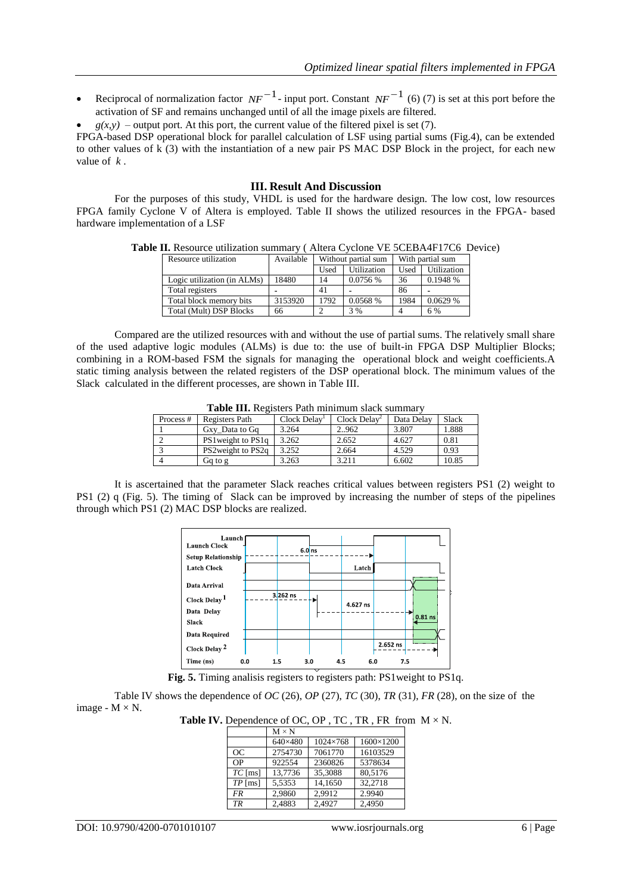- Reciprocal of normalization factor $NF^{-1}$- input port. Constant $NF^{-1}$ (6) (7) is set at this port before the activation of SF and remains unchanged until of all the image pixels are filtered.
- $g(x,y)$ – output port. At this port, the current value of the filtered pixel is set (7).

FPGA-based DSP operational block for parallel calculation of LSF using partial sums (Fig.4), can be extended to other values of k (3) with the instantiation of a new pair PS MAC DSP Block in the project, for each new value of $k$ .

## III. Result And Discussion

For the purposes of this study, VHDL is used for the hardware design. The low cost, low resources FPGA family Cyclone V of Altera is employed. Table II shows the utilized resources in the FPGA- based hardware implementation of a LSF

**Table II.** Resource utilization summary ( Altera Cyclone VE 5CEBA4F17C6 Device)

| Resource utilization | Available | Without partial sum | | With partial sum | |
|---|---|---|---|---|---|
| | | Used | Utilization | Used | Utilization |
| Logic utilization (in ALMs) | 18480 | 14 | 0.0756 % | 36 | 0.1948 % |
| Total registers | - | 41 | - | 86 | - |
| Total block memory bits | 3153920 | 1792 | 0.0568 % | 1984 | 0.0629 % |
| Total (Mult) DSP Blocks | 66 | 2 | 3 % | 4 | 6 % |

Compared are the utilized resources with and without the use of partial sums. The relatively small share of the used adaptive logic modules (ALMs) is due to: the use of built-in FPGA DSP Multiplier Blocks; combining in a ROM-based FSM the signals for managing the operational block and weight coefficients.A static timing analysis between the related registers of the DSP operational block. The minimum values of the Slack calculated in the different processes, are shown in Table III.

**Table III.** Registers Path minimum slack summary

| Process # | Registers Path | Clock Delay[1] | Clock Delay[2] | Data Delay | Slack |
|---|---|---|---|---|---|
| 1 | Gxy_Data to Gq | 3.264 | 2..962 | 3.807 | 1.888 |
| 2 | PS1weight to PS1q | 3.262 | 2.652 | 4.627 | 0.81 |
| 3 | PS2weight to PS2q | 3.252 | 2.664 | 4.529 | 0.93 |
| 4 | Gq to g | 3.263 | 3.211 | 6.602 | 10.85 |

It is ascertained that the parameter Slack reaches critical values between registers PS1 (2) weight to PS1 (2) q (Fig. 5). The timing of Slack can be improved by increasing the number of steps of the pipelines through which PS1 (2) MAC DSP blocks are realized.

Launch
Launch Clock
Setup Relationship
Latch Clock
Data Arrival
Clock Delay 1
Data Delay
Slack
Data Required
Clock Delay 2
Time (ns)
6.0 ns
Latch
3.262 ns
4.627 ns
0.81 ns
2.652 ns
0.0 1.5 3.0 4.5 6.0 7.5

**Fig. 5.** Timing analisis registers to registers path: PS1weight to PS1q.

Table IV shows the dependence of *OC* (26), *OP* (27), *TC* (30), *TR* (31), *FR* (28), on the size of the image - M × N.

**Table IV.** Dependence of OC, OP , TC , TR , FR from M × N.

| | M × N | | |
|---|---|---|---|
| | 640×480 | 1024×768 | 1600×1200 |
| OC | 2754730 | 7061770 | 16103529 |
| OP | 922554 | 2360826 | 5378634 |
| *TC* [ms] | 13,7736 | 35,3088 | 80,5176 |
| *TP* [ms] | 5,5353 | 14,1650 | 32,2718 |
| *FR* | 2,9860 | 2,9912 | 2.9940 |
| *TR* | 2,4883 | 2,4927 | 2,4950 |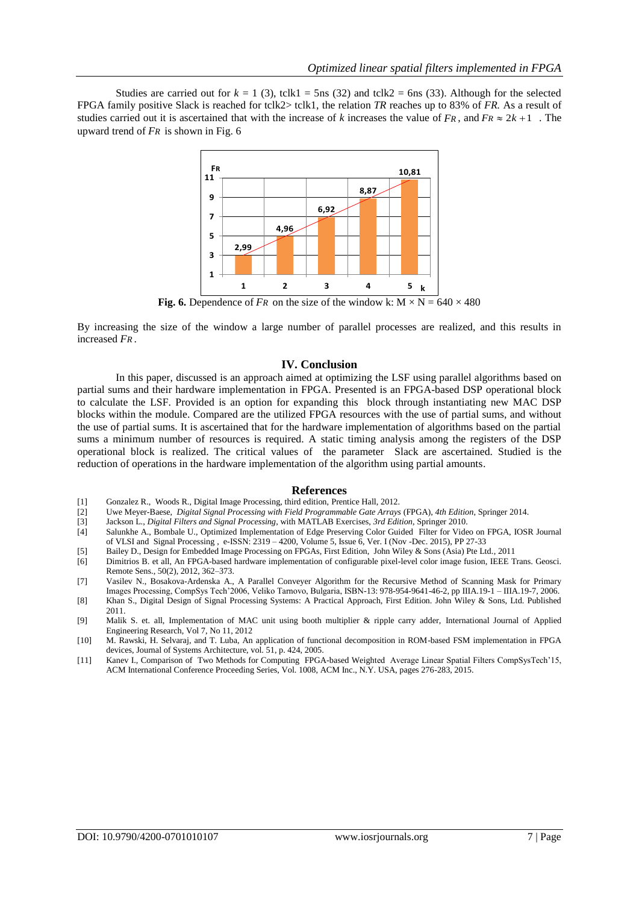Studies are carried out for $k = 1$ (3), tclk1 = 5ns (32) and tclk2 = 6ns (33). Although for the selected FPGA family positive Slack is reached for tclk2> tclk1, the relation *TR* reaches up to 83% of *FR.* As a result of studies carried out it is ascertained that with the increase of *k* increases the value of $F_R$, and $F_R \approx 2k+1$ . The upward trend of $F_R$ is shown in Fig. 6

FR
11
9
7
5
3
1
2,99
4,96
6,92
8,87
10,81
1 2 3 4 5 k

**Fig. 6.** Dependence of $F_R$ on the size of the window k: M × N = 640 × 480

By increasing the size of the window a large number of parallel processes are realized, and this results in increased $F_R$.

## IV. Conclusion

In this paper, discussed is an approach aimed at optimizing the LSF using parallel algorithms based on partial sums and their hardware implementation in FPGA. Presented is an FPGA-based DSP operational block to calculate the LSF. Provided is an option for expanding this block through instantiating new MAC DSP blocks within the module. Compared are the utilized FPGA resources with the use of partial sums, and without the use of partial sums. It is ascertained that for the hardware implementation of algorithms based on the partial sums a minimum number of resources is required. A static timing analysis among the registers of the DSP operational block is realized. The critical values of the parameter Slack are ascertained. Studied is the reduction of operations in the hardware implementation of the algorithm using partial amounts.

## References

- [1] Gonzalez R., Woods R., Digital Image Processing, third edition, Prentice Hall, 2012.
- [2] Uwe Meyer-Baese, *Digital Signal Processing with Field Programmable Gate Arrays* (FPGA), *4th Edition*, Springer 2014.
- [3] Jackson L., *Digital Filters and Signal Processing*, with MATLAB Exercises, *3rd Edition*, Springer 2010.
- [4] Salunkhe A., Bombale U., Optimized Implementation of Edge Preserving Color Guided Filter for Video on FPGA, IOSR Journal of VLSI and Signal Processing , e-ISSN: 2319 – 4200, Volume 5, Issue 6, Ver. I (Nov -Dec. 2015), PP 27-33
- [5] Bailey D., Design for Embedded Image Processing on FPGAs, First Edition, John Wiley & Sons (Asia) Pte Ltd., 2011
- [6] Dimitrios B. et all, An FPGA-based hardware implementation of configurable pixel-level color image fusion, IEEE Trans. Geosci. Remote Sens., 50(2), 2012, 362–373.
- [7] Vasilev N., Bosakova-Ardenska A., A Parallel Conveyer Algorithm for the Recursive Method of Scanning Mask for Primary Images Processing, CompSys Tech'2006, Veliko Tarnovo, Bulgaria, ISBN-13: 978-954-9641-46-2, pp IIIA.19-1 – IIIA.19-7, 2006.
- [8] Khan S., Digital Design of Signal Processing Systems: A Practical Approach, First Edition. John Wiley & Sons, Ltd. Published 2011.
- [9] Malik S. et. all, Implementation of MAC unit using booth multiplier & ripple carry adder, International Journal of Applied Engineering Research, Vol 7, No 11, 2012
- [10] M. Rawski, H. Selvaraj, and T. Luba, An application of functional decomposition in ROM-based FSM implementation in FPGA devices, Journal of Systems Architecture, vol. 51, p. 424, 2005.
- [11] Kanev I., Comparison of Two Methods for Computing FPGA-based Weighted Average Linear Spatial Filters CompSysTech'15, ACM International Conference Proceeding Series, Vol. 1008, ACM Inc., N.Y. USA, pages 276-283, 2015.